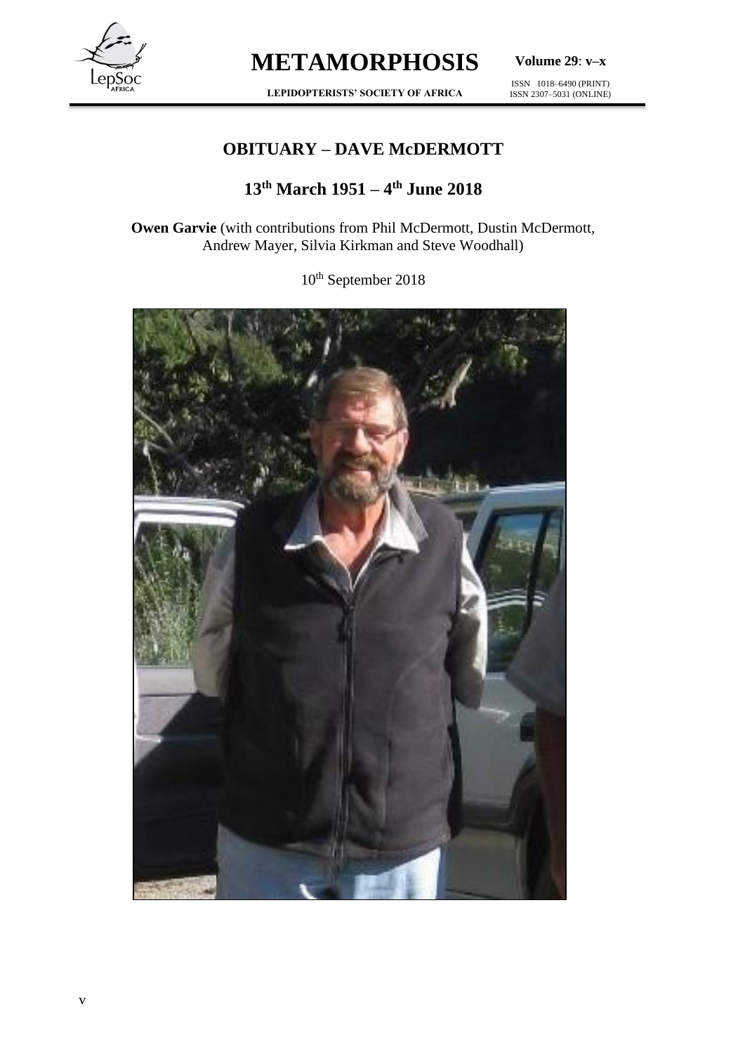# OBITUARY – DAVE McDERMOTT

## 13th March 1951 – 4th June 2018

**Owen Garvie** (with contributions from Phil McDermott, Dustin McDermott, Andrew Mayer, Silvia Kirkman and Steve Woodhall)

10th September 2018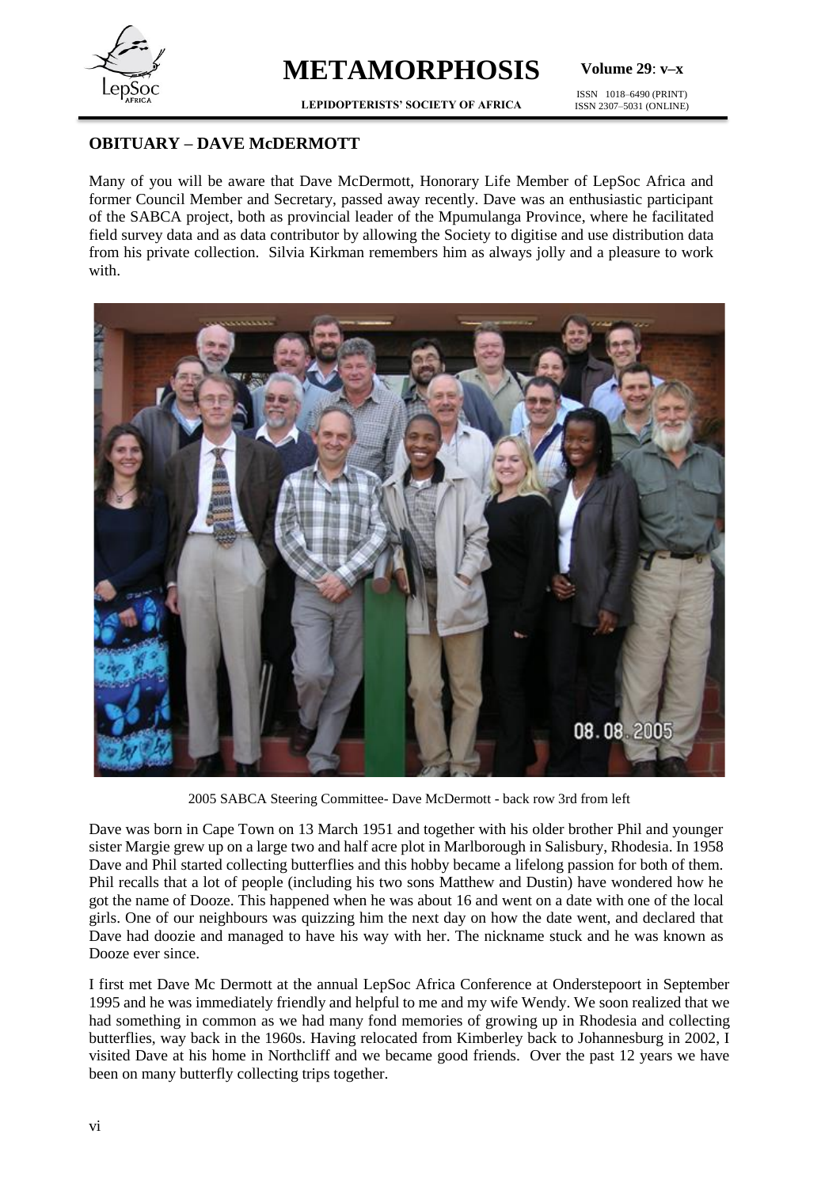## OBITUARY – DAVE McDERMOTT

Many of you will be aware that Dave McDermott, Honorary Life Member of LepSoc Africa and former Council Member and Secretary, passed away recently. Dave was an enthusiastic participant of the SABCA project, both as provincial leader of the Mpumulanga Province, where he facilitated field survey data and as data contributor by allowing the Society to digitise and use distribution data from his private collection. Silvia Kirkman remembers him as always jolly and a pleasure to work with.

2005 SABCA Steering Committee- Dave McDermott - back row 3rd from left

Dave was born in Cape Town on 13 March 1951 and together with his older brother Phil and younger sister Margie grew up on a large two and half acre plot in Marlborough in Salisbury, Rhodesia. In 1958 Dave and Phil started collecting butterflies and this hobby became a lifelong passion for both of them. Phil recalls that a lot of people (including his two sons Matthew and Dustin) have wondered how he got the name of Dooze. This happened when he was about 16 and went on a date with one of the local girls. One of our neighbours was quizzing him the next day on how the date went, and declared that Dave had doozie and managed to have his way with her. The nickname stuck and he was known as Dooze ever since.

I first met Dave Mc Dermott at the annual LepSoc Africa Conference at Onderstepoort in September 1995 and he was immediately friendly and helpful to me and my wife Wendy. We soon realized that we had something in common as we had many fond memories of growing up in Rhodesia and collecting butterflies, way back in the 1960s. Having relocated from Kimberley back to Johannesburg in 2002, I visited Dave at his home in Northcliff and we became good friends. Over the past 12 years we have been on many butterfly collecting trips together.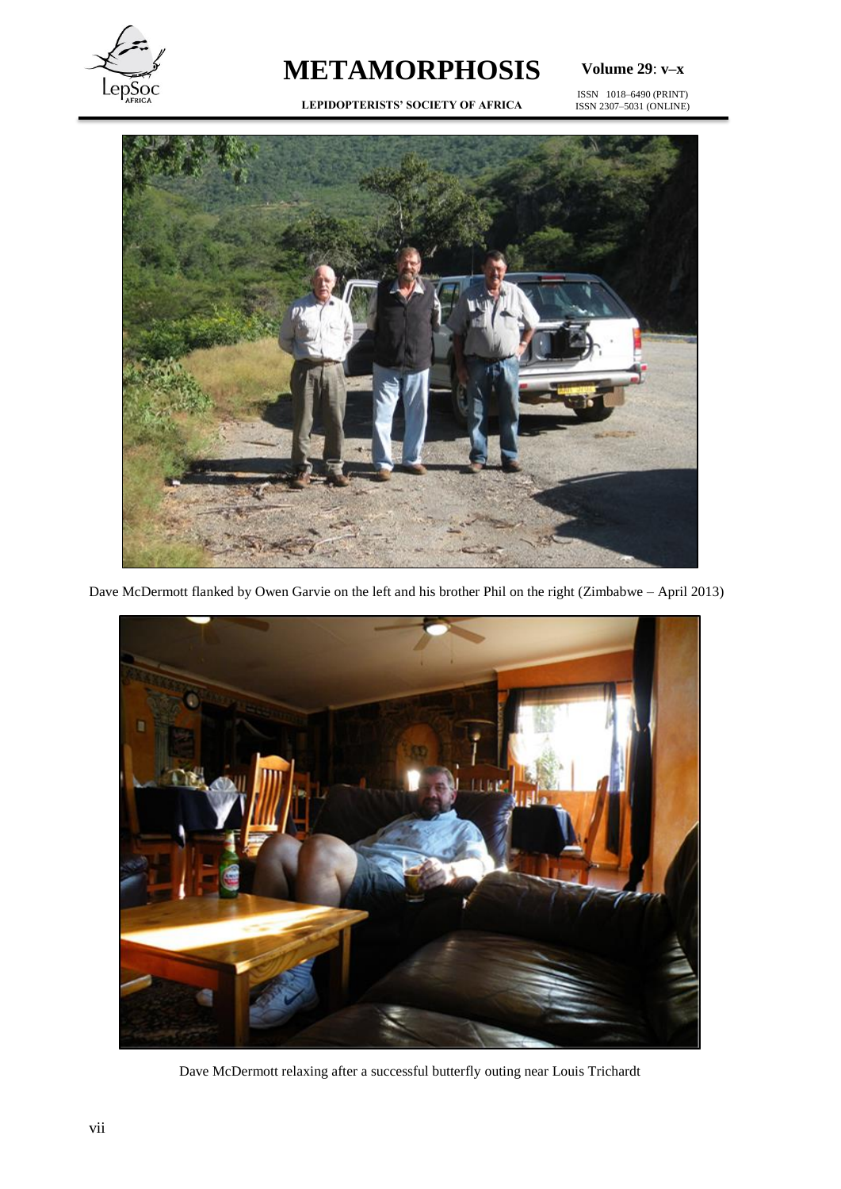Dave McDermott flanked by Owen Garvie on the left and his brother Phil on the right (Zimbabwe – April 2013)

Dave McDermott relaxing after a successful butterfly outing near Louis Trichardt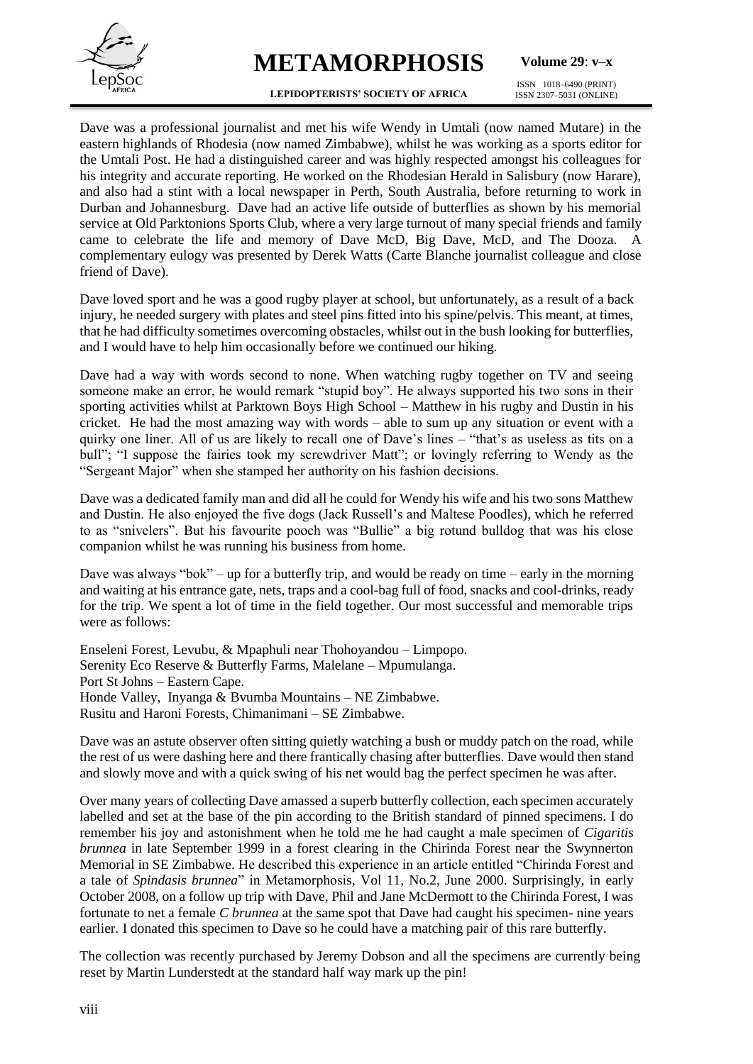Dave was a professional journalist and met his wife Wendy in Umtali (now named Mutare) in the eastern highlands of Rhodesia (now named Zimbabwe), whilst he was working as a sports editor for the Umtali Post. He had a distinguished career and was highly respected amongst his colleagues for his integrity and accurate reporting. He worked on the Rhodesian Herald in Salisbury (now Harare), and also had a stint with a local newspaper in Perth, South Australia, before returning to work in Durban and Johannesburg. Dave had an active life outside of butterflies as shown by his memorial service at Old Parktonions Sports Club, where a very large turnout of many special friends and family came to celebrate the life and memory of Dave McD, Big Dave, McD, and The Dooza. A complementary eulogy was presented by Derek Watts (Carte Blanche journalist colleague and close friend of Dave).

Dave loved sport and he was a good rugby player at school, but unfortunately, as a result of a back injury, he needed surgery with plates and steel pins fitted into his spine/pelvis. This meant, at times, that he had difficulty sometimes overcoming obstacles, whilst out in the bush looking for butterflies, and I would have to help him occasionally before we continued our hiking.

Dave had a way with words second to none. When watching rugby together on TV and seeing someone make an error, he would remark "stupid boy". He always supported his two sons in their sporting activities whilst at Parktown Boys High School – Matthew in his rugby and Dustin in his cricket. He had the most amazing way with words – able to sum up any situation or event with a quirky one liner. All of us are likely to recall one of Dave's lines – "that's as useless as tits on a bull"; "I suppose the fairies took my screwdriver Matt"; or lovingly referring to Wendy as the "Sergeant Major" when she stamped her authority on his fashion decisions.

Dave was a dedicated family man and did all he could for Wendy his wife and his two sons Matthew and Dustin. He also enjoyed the five dogs (Jack Russell's and Maltese Poodles), which he referred to as "snivelers". But his favourite pooch was "Bullie" a big rotund bulldog that was his close companion whilst he was running his business from home.

Dave was always "bok" – up for a butterfly trip, and would be ready on time – early in the morning and waiting at his entrance gate, nets, traps and a cool-bag full of food, snacks and cool-drinks, ready for the trip. We spent a lot of time in the field together. Our most successful and memorable trips were as follows:

Enseleni Forest, Levubu, & Mpaphuli near Thohoyandou – Limpopo.
Serenity Eco Reserve & Butterfly Farms, Malelane – Mpumulanga.
Port St Johns – Eastern Cape.
Honde Valley, Inyanga & Bvumba Mountains – NE Zimbabwe.
Rusitu and Haroni Forests, Chimanimani – SE Zimbabwe.

Dave was an astute observer often sitting quietly watching a bush or muddy patch on the road, while the rest of us were dashing here and there frantically chasing after butterflies. Dave would then stand and slowly move and with a quick swing of his net would bag the perfect specimen he was after.

Over many years of collecting Dave amassed a superb butterfly collection, each specimen accurately labelled and set at the base of the pin according to the British standard of pinned specimens. I do remember his joy and astonishment when he told me he had caught a male specimen of *Cigaritis brunnea* in late September 1999 in a forest clearing in the Chirinda Forest near the Swynnerton Memorial in SE Zimbabwe. He described this experience in an article entitled "Chirinda Forest and a tale of *Spindasis brunnea*" in Metamorphosis, Vol 11, No.2, June 2000. Surprisingly, in early October 2008, on a follow up trip with Dave, Phil and Jane McDermott to the Chirinda Forest, I was fortunate to net a female *C brunnea* at the same spot that Dave had caught his specimen- nine years earlier. I donated this specimen to Dave so he could have a matching pair of this rare butterfly.

The collection was recently purchased by Jeremy Dobson and all the specimens are currently being reset by Martin Lunderstedt at the standard half way mark up the pin!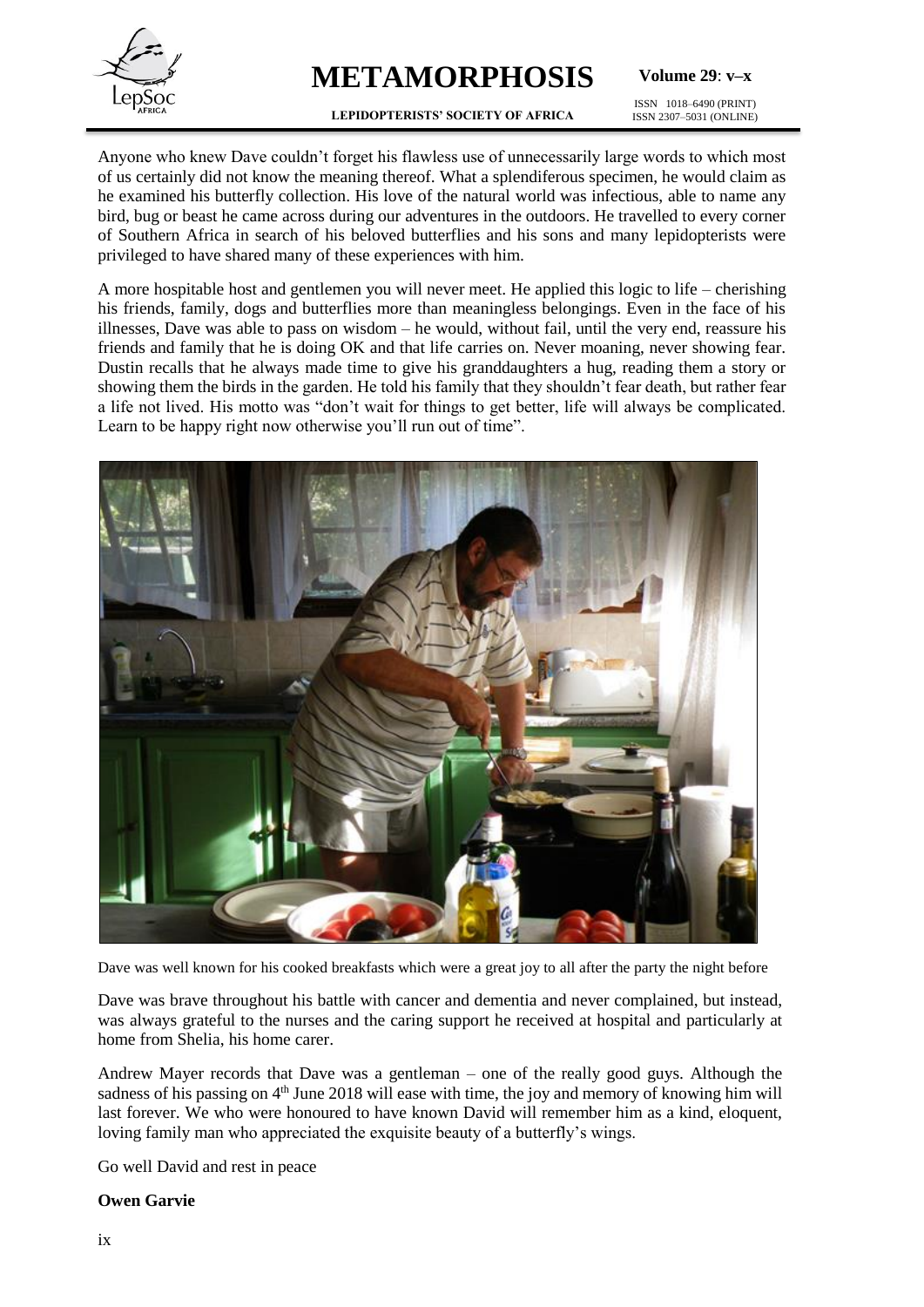Anyone who knew Dave couldn't forget his flawless use of unnecessarily large words to which most of us certainly did not know the meaning thereof. What a splendiferous specimen, he would claim as he examined his butterfly collection. His love of the natural world was infectious, able to name any bird, bug or beast he came across during our adventures in the outdoors. He travelled to every corner of Southern Africa in search of his beloved butterflies and his sons and many lepidopterists were privileged to have shared many of these experiences with him.

A more hospitable host and gentlemen you will never meet. He applied this logic to life – cherishing his friends, family, dogs and butterflies more than meaningless belongings. Even in the face of his illnesses, Dave was able to pass on wisdom – he would, without fail, until the very end, reassure his friends and family that he is doing OK and that life carries on. Never moaning, never showing fear. Dustin recalls that he always made time to give his granddaughters a hug, reading them a story or showing them the birds in the garden. He told his family that they shouldn't fear death, but rather fear a life not lived. His motto was "don't wait for things to get better, life will always be complicated. Learn to be happy right now otherwise you'll run out of time".

Dave was well known for his cooked breakfasts which were a great joy to all after the party the night before

Dave was brave throughout his battle with cancer and dementia and never complained, but instead, was always grateful to the nurses and the caring support he received at hospital and particularly at home from Shelia, his home carer.

Andrew Mayer records that Dave was a gentleman – one of the really good guys. Although the sadness of his passing on 4th June 2018 will ease with time, the joy and memory of knowing him will last forever. We who were honoured to have known David will remember him as a kind, eloquent, loving family man who appreciated the exquisite beauty of a butterfly's wings.

Go well David and rest in peace

**Owen Garvie**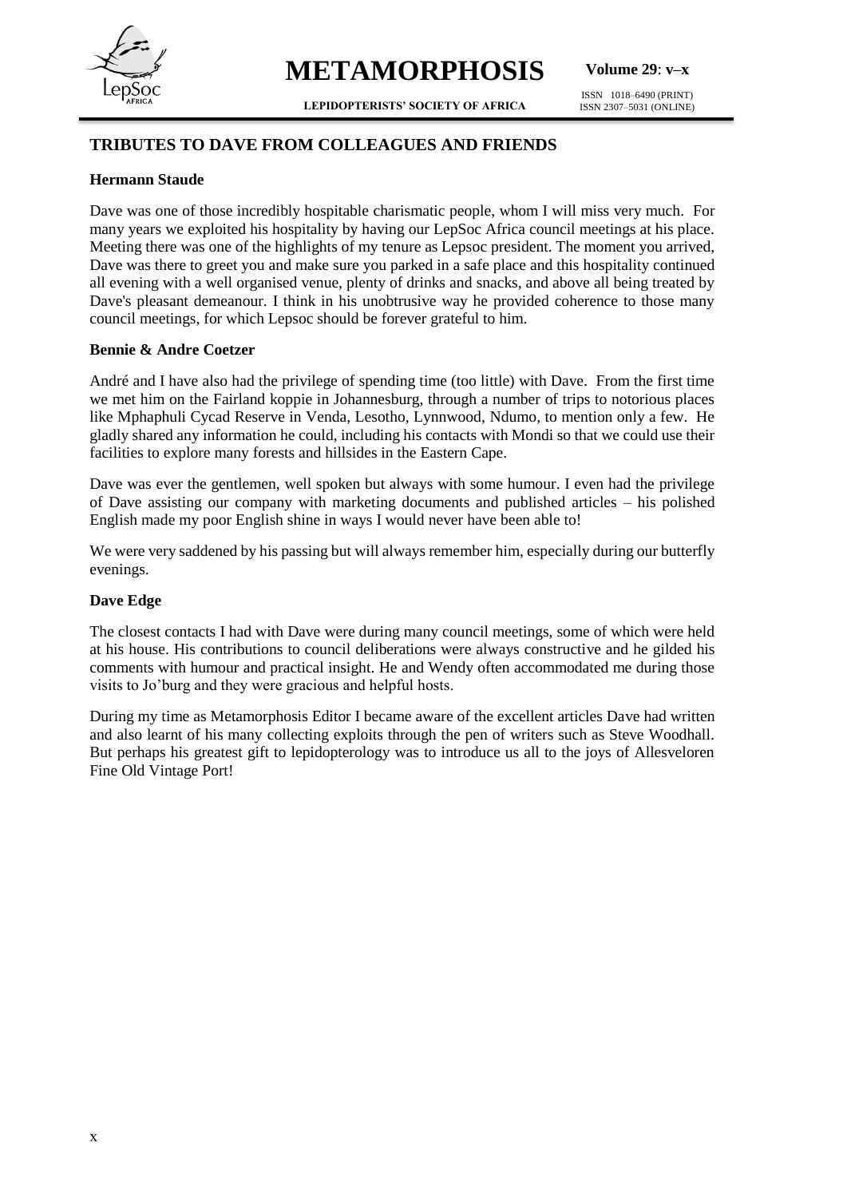## TRIBUTES TO DAVE FROM COLLEAGUES AND FRIENDS

### Hermann Staude

Dave was one of those incredibly hospitable charismatic people, whom I will miss very much. For many years we exploited his hospitality by having our LepSoc Africa council meetings at his place. Meeting there was one of the highlights of my tenure as Lepsoc president. The moment you arrived, Dave was there to greet you and make sure you parked in a safe place and this hospitality continued all evening with a well organised venue, plenty of drinks and snacks, and above all being treated by Dave's pleasant demeanour. I think in his unobtrusive way he provided coherence to those many council meetings, for which Lepsoc should be forever grateful to him.

### Bennie & Andre Coetzer

André and I have also had the privilege of spending time (too little) with Dave. From the first time we met him on the Fairland koppie in Johannesburg, through a number of trips to notorious places like Mphaphuli Cycad Reserve in Venda, Lesotho, Lynnwood, Ndumo, to mention only a few. He gladly shared any information he could, including his contacts with Mondi so that we could use their facilities to explore many forests and hillsides in the Eastern Cape.

Dave was ever the gentlemen, well spoken but always with some humour. I even had the privilege of Dave assisting our company with marketing documents and published articles – his polished English made my poor English shine in ways I would never have been able to!

We were very saddened by his passing but will always remember him, especially during our butterfly evenings.

### Dave Edge

The closest contacts I had with Dave were during many council meetings, some of which were held at his house. His contributions to council deliberations were always constructive and he gilded his comments with humour and practical insight. He and Wendy often accommodated me during those visits to Jo'burg and they were gracious and helpful hosts.

During my time as Metamorphosis Editor I became aware of the excellent articles Dave had written and also learnt of his many collecting exploits through the pen of writers such as Steve Woodhall. But perhaps his greatest gift to lepidopterology was to introduce us all to the joys of Allesveloren Fine Old Vintage Port!